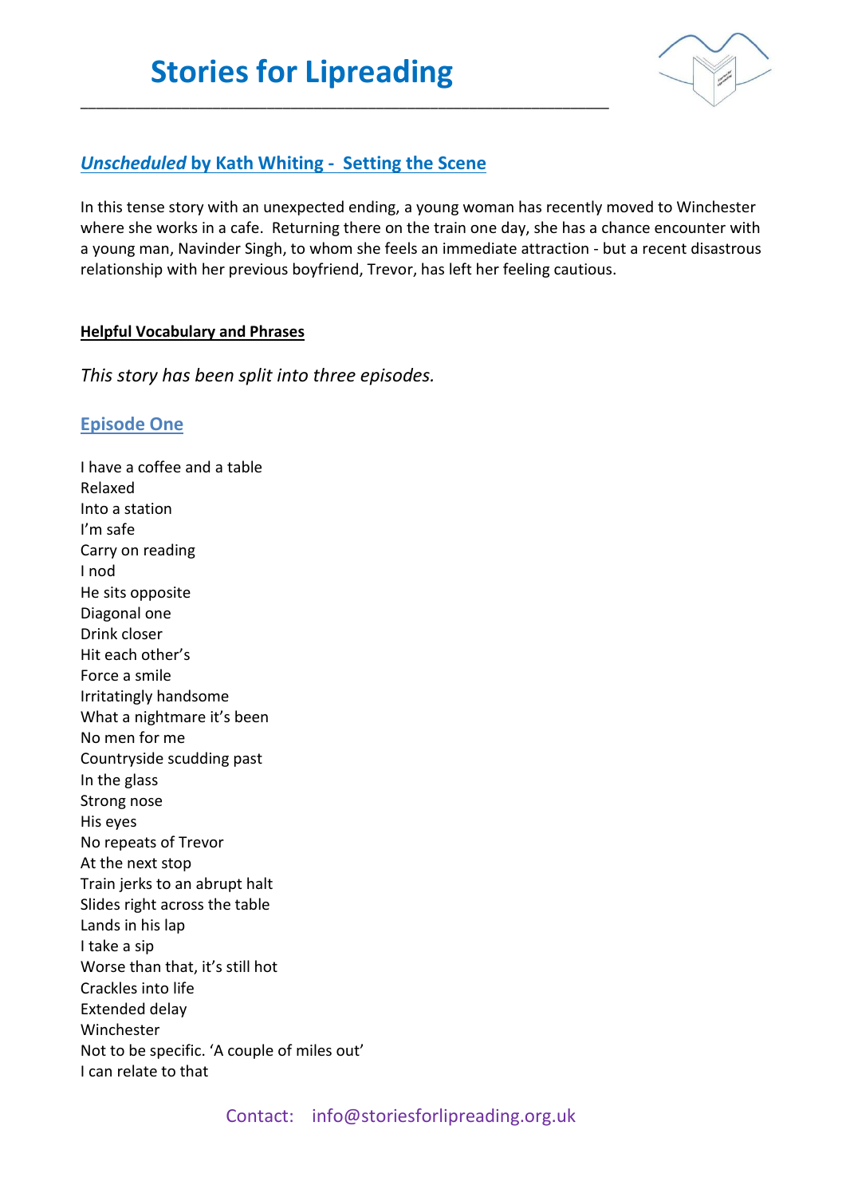# Stories for Lipreading

## *Unscheduled* by Kath Whiting - Setting the Scene

In this tense story with an unexpected ending, a young woman has recently moved to Winchester where she works in a cafe. Returning there on the train one day, she has a chance encounter with a young man, Navinder Singh, to whom she feels an immediate attraction - but a recent disastrous relationship with her previous boyfriend, Trevor, has left her feeling cautious.

**Helpful Vocabulary and Phrases**

*This story has been split into three episodes.*

### Episode One

I have a coffee and a table
Relaxed
Into a station
I'm safe
Carry on reading
I nod
He sits opposite
Diagonal one
Drink closer
Hit each other's
Force a smile
Irritatingly handsome
What a nightmare it's been
No men for me
Countryside scudding past
In the glass
Strong nose
His eyes
No repeats of Trevor
At the next stop
Train jerks to an abrupt halt
Slides right across the table
Lands in his lap
I take a sip
Worse than that, it's still hot
Crackles into life
Extended delay
Winchester
Not to be specific. 'A couple of miles out'
I can relate to that

Contact: info@storiesforlipreading.org.uk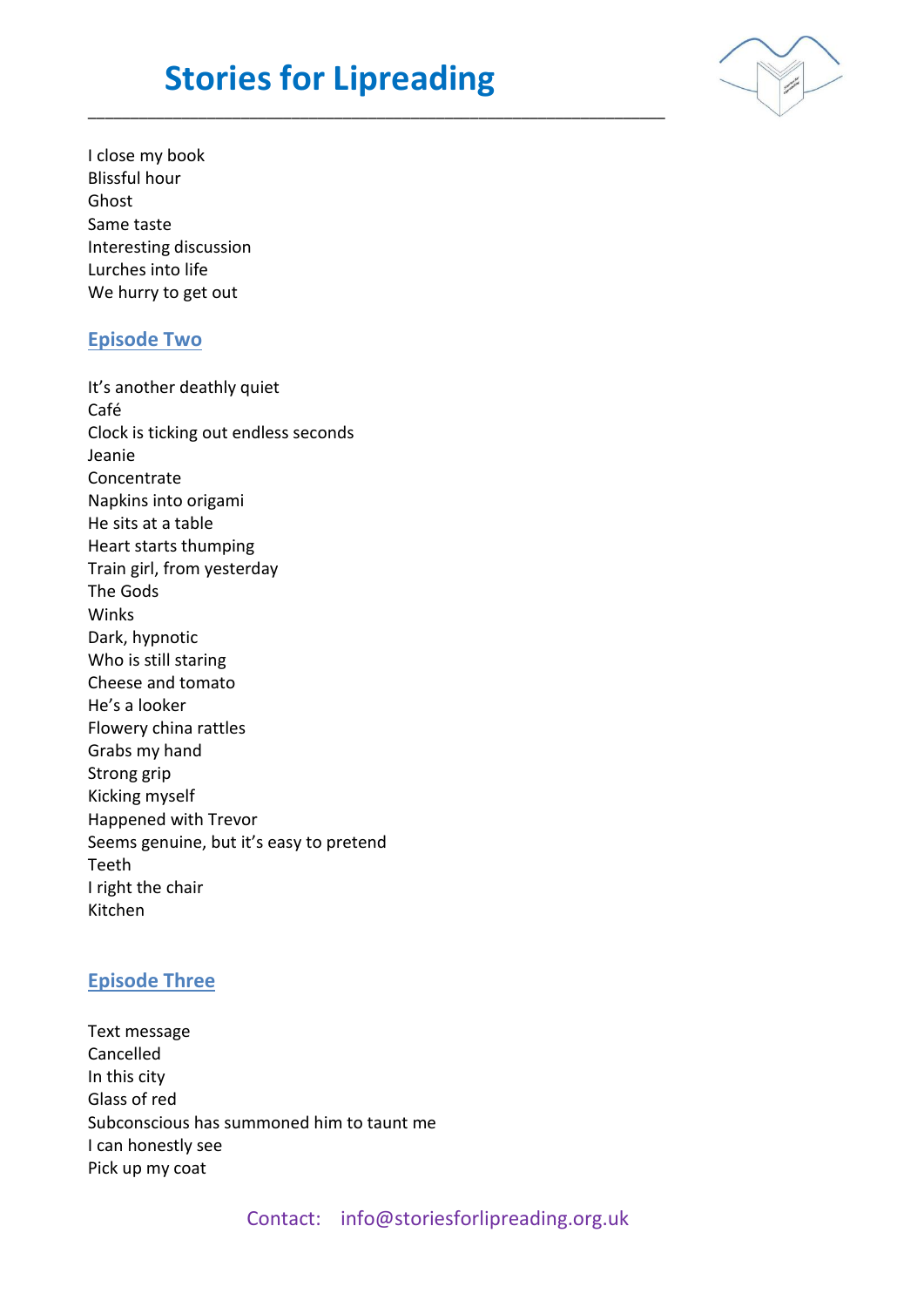I close my book
Blissful hour
Ghost
Same taste
Interesting discussion
Lurches into life
We hurry to get out

## Episode Two

It's another deathly quiet
Café
Clock is ticking out endless seconds
Jeanie
Concentrate
Napkins into origami
He sits at a table
Heart starts thumping
Train girl, from yesterday
The Gods
Winks
Dark, hypnotic
Who is still staring
Cheese and tomato
He's a looker
Flowery china rattles
Grabs my hand
Strong grip
Kicking myself
Happened with Trevor
Seems genuine, but it's easy to pretend
Teeth
I right the chair
Kitchen

## Episode Three

Text message
Cancelled
In this city
Glass of red
Subconscious has summoned him to taunt me
I can honestly see
Pick up my coat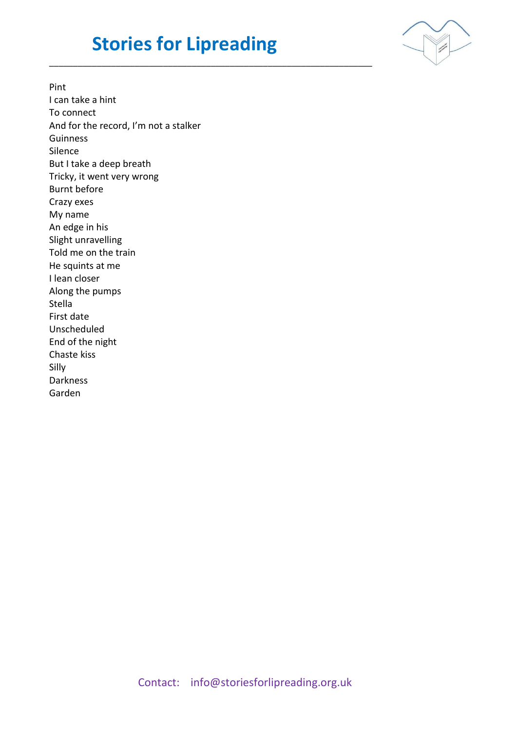Pint
I can take a hint
To connect
And for the record, I'm not a stalker
Guinness
Silence
But I take a deep breath
Tricky, it went very wrong
Burnt before
Crazy exes
My name
An edge in his
Slight unravelling
Told me on the train
He squints at me
I lean closer
Along the pumps
Stella
First date
Unscheduled
End of the night
Chaste kiss
Silly
Darkness
Garden